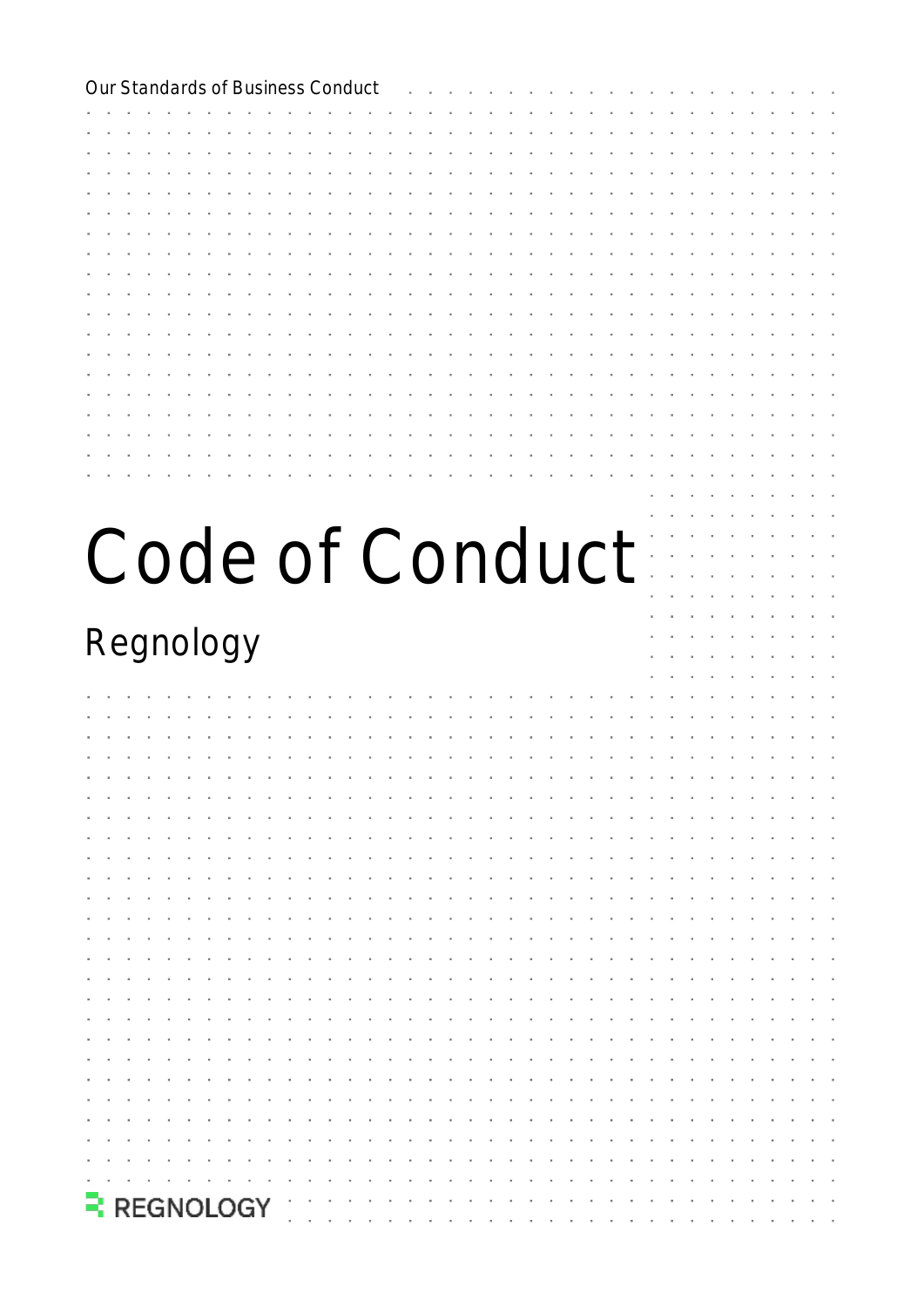Our Standards of Business Conduct

# Code of Conduct

## Regnology

REGNOLOGY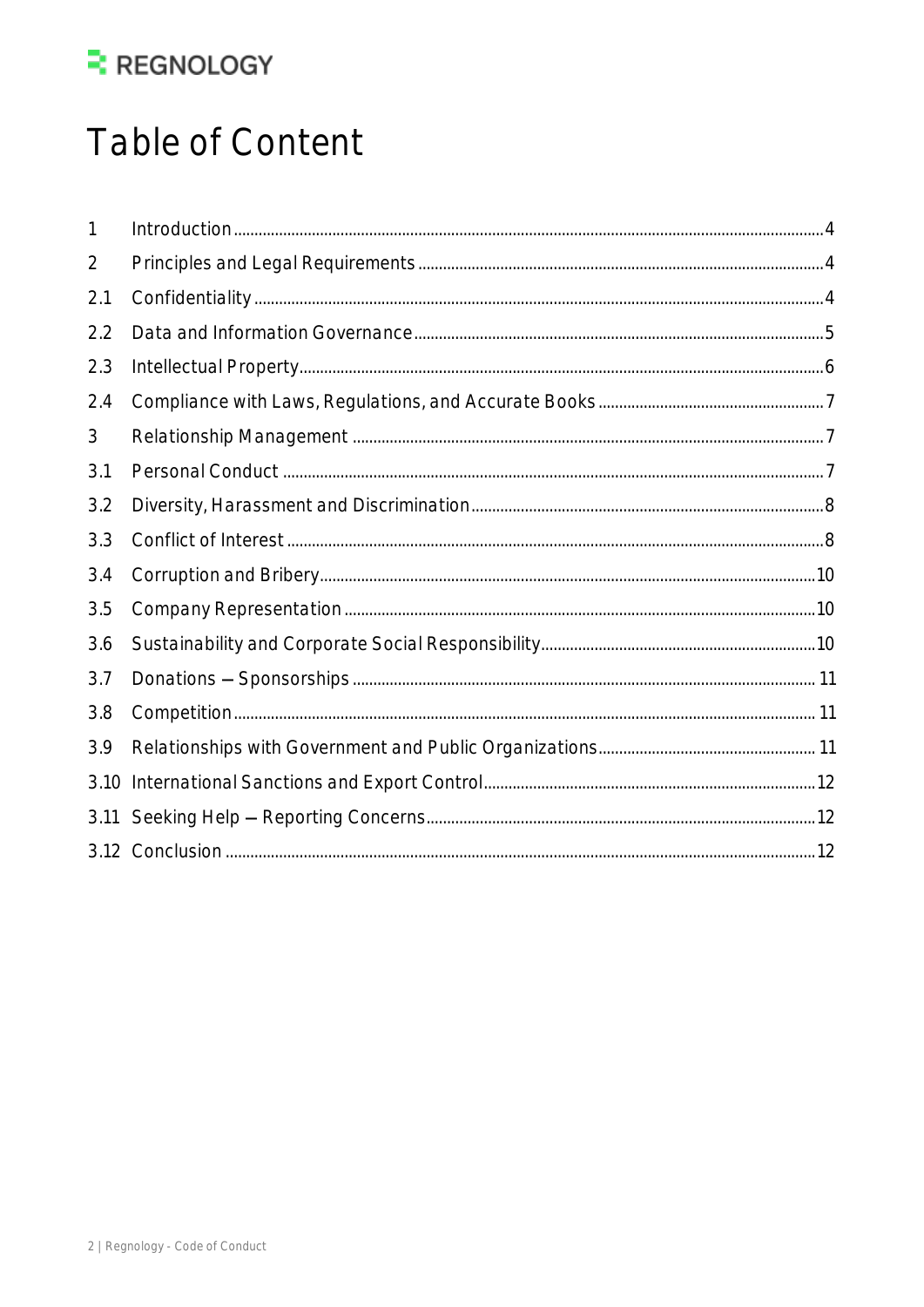# Table of Content

| | | |
|---|---|---|
| 1 | Introduction | 4 |
| 2 | Principles and Legal Requirements | 4 |
| 2.1 | Confidentiality | 4 |
| 2.2 | Data and Information Governance | 5 |
| 2.3 | Intellectual Property | 6 |
| 2.4 | Compliance with Laws, Regulations, and Accurate Books | 7 |
| 3 | Relationship Management | 7 |
| 3.1 | Personal Conduct | 7 |
| 3.2 | Diversity, Harassment and Discrimination | 8 |
| 3.3 | Conflict of Interest | 8 |
| 3.4 | Corruption and Bribery | 10 |
| 3.5 | Company Representation | 10 |
| 3.6 | Sustainability and Corporate Social Responsibility | 10 |
| 3.7 | Donations – Sponsorships | 11 |
| 3.8 | Competition | 11 |
| 3.9 | Relationships with Government and Public Organizations | 11 |
| 3.10 | International Sanctions and Export Control | 12 |
| 3.11 | Seeking Help – Reporting Concerns | 12 |
| 3.12 | Conclusion | 12 |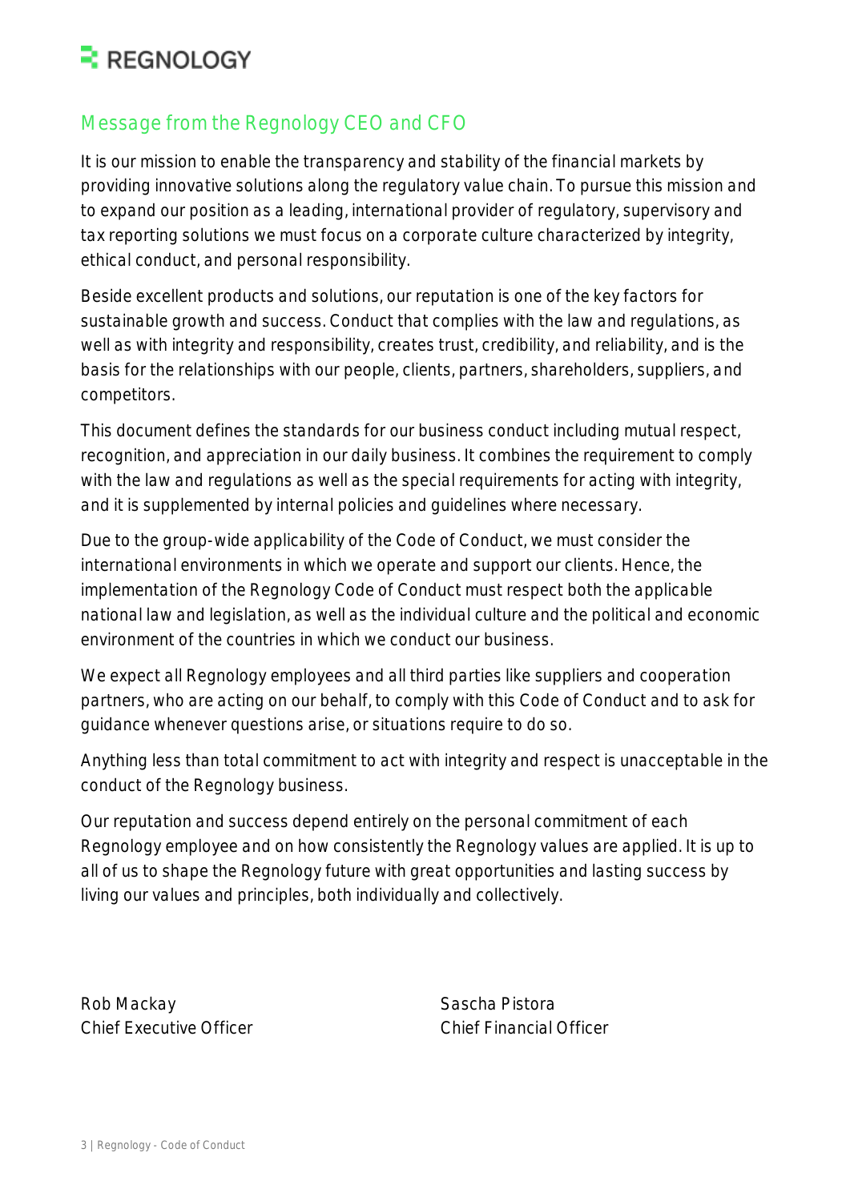## Message from the Regnology CEO and CFO

It is our mission to enable the transparency and stability of the financial markets by providing innovative solutions along the regulatory value chain. To pursue this mission and to expand our position as a leading, international provider of regulatory, supervisory and tax reporting solutions we must focus on a corporate culture characterized by integrity, ethical conduct, and personal responsibility.

Beside excellent products and solutions, our reputation is one of the key factors for sustainable growth and success. Conduct that complies with the law and regulations, as well as with integrity and responsibility, creates trust, credibility, and reliability, and is the basis for the relationships with our people, clients, partners, shareholders, suppliers, and competitors.

This document defines the standards for our business conduct including mutual respect, recognition, and appreciation in our daily business. It combines the requirement to comply with the law and regulations as well as the special requirements for acting with integrity, and it is supplemented by internal policies and guidelines where necessary.

Due to the group-wide applicability of the Code of Conduct, we must consider the international environments in which we operate and support our clients. Hence, the implementation of the Regnology Code of Conduct must respect both the applicable national law and legislation, as well as the individual culture and the political and economic environment of the countries in which we conduct our business.

We expect all Regnology employees and all third parties like suppliers and cooperation partners, who are acting on our behalf, to comply with this Code of Conduct and to ask for guidance whenever questions arise, or situations require to do so.

Anything less than total commitment to act with integrity and respect is unacceptable in the conduct of the Regnology business.

Our reputation and success depend entirely on the personal commitment of each Regnology employee and on how consistently the Regnology values are applied. It is up to all of us to shape the Regnology future with great opportunities and lasting success by living our values and principles, both individually and collectively.

Rob Mackay
Chief Executive Officer

Sascha Pistora
Chief Financial Officer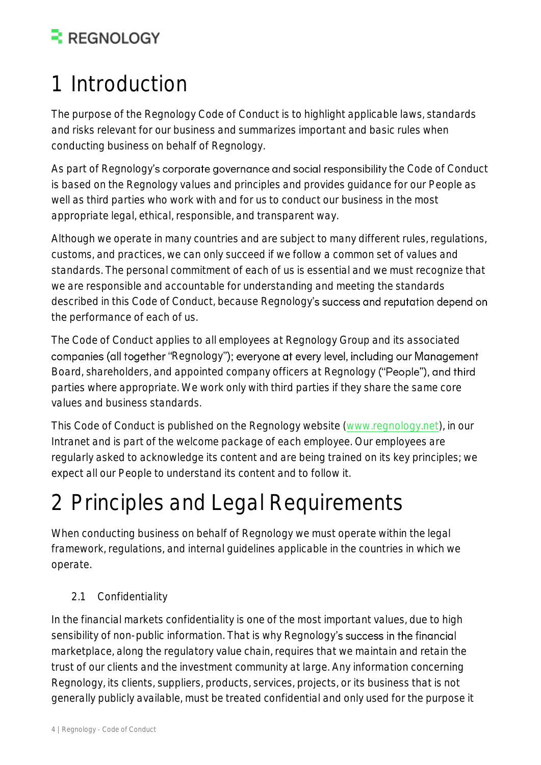# 1 Introduction

The purpose of the Regnology Code of Conduct is to highlight applicable laws, standards and risks relevant for our business and summarizes important and basic rules when conducting business on behalf of Regnology.

As part of Regnology's corporate governance and social responsibility the Code of Conduct is based on the Regnology values and principles and provides guidance for our People as well as third parties who work with and for us to conduct our business in the most appropriate legal, ethical, responsible, and transparent way.

Although we operate in many countries and are subject to many different rules, regulations, customs, and practices, we can only succeed if we follow a common set of values and standards. The personal commitment of each of us is essential and we must recognize that we are responsible and accountable for understanding and meeting the standards described in this Code of Conduct, because Regnology's success and reputation depend on the performance of each of us.

The Code of Conduct applies to all employees at Regnology Group and its associated companies (all together "Regnology"); everyone at every level, including our Management Board, shareholders, and appointed company officers at Regnology ("People"), and third parties where appropriate. We work only with third parties if they share the same core values and business standards.

This Code of Conduct is published on the Regnology website (www.regnology.net), in our Intranet and is part of the welcome package of each employee. Our employees are regularly asked to acknowledge its content and are being trained on its key principles; we expect all our People to understand its content and to follow it.

# 2 Principles and Legal Requirements

When conducting business on behalf of Regnology we must operate within the legal framework, regulations, and internal guidelines applicable in the countries in which we operate.

## 2.1 Confidentiality

In the financial markets confidentiality is one of the most important values, due to high sensibility of non-public information. That is why Regnology's success in the financial marketplace, along the regulatory value chain, requires that we maintain and retain the trust of our clients and the investment community at large. Any information concerning Regnology, its clients, suppliers, products, services, projects, or its business that is not generally publicly available, must be treated confidential and only used for the purpose it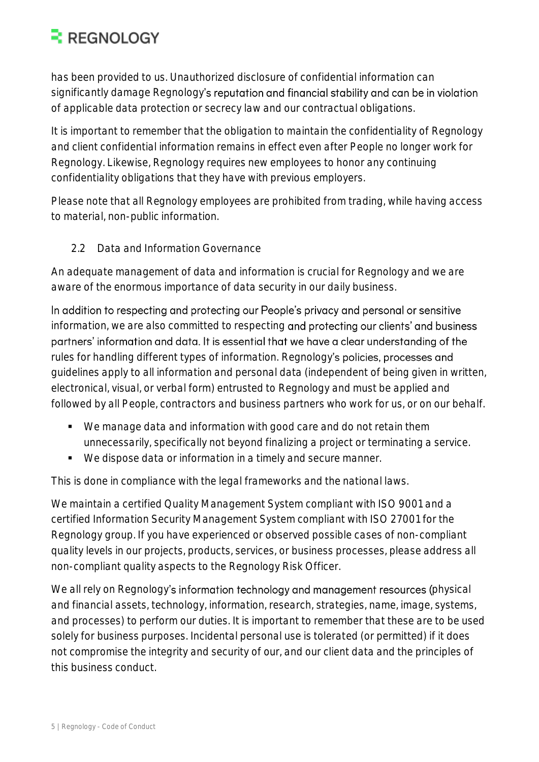has been provided to us. Unauthorized disclosure of confidential information can significantly damage Regnology's reputation and financial stability and can be in violation of applicable data protection or secrecy law and our contractual obligations.

It is important to remember that the obligation to maintain the confidentiality of Regnology and client confidential information remains in effect even after People no longer work for Regnology. Likewise, Regnology requires new employees to honor any continuing confidentiality obligations that they have with previous employers.

Please note that all Regnology employees are prohibited from trading, while having access to material, non-public information.

### 2.2 Data and Information Governance

An adequate management of data and information is crucial for Regnology and we are aware of the enormous importance of data security in our daily business.

In addition to respecting and protecting our People's privacy and personal or sensitive information, we are also committed to respecting and protecting our clients' and business partners' information and data. It is essential that we have a clear understanding of the rules for handling different types of information. Regnology's policies, processes and guidelines apply to all information and personal data (independent of being given in written, electronical, visual, or verbal form) entrusted to Regnology and must be applied and followed by all People, contractors and business partners who work for us, or on our behalf.

- We manage data and information with good care and do not retain them unnecessarily, specifically not beyond finalizing a project or terminating a service.
- We dispose data or information in a timely and secure manner.

This is done in compliance with the legal frameworks and the national laws.

We maintain a certified Quality Management System compliant with ISO 9001 and a certified Information Security Management System compliant with ISO 27001 for the Regnology group. If you have experienced or observed possible cases of non-compliant quality levels in our projects, products, services, or business processes, please address all non-compliant quality aspects to the Regnology Risk Officer.

We all rely on Regnology's information technology and management resources (physical and financial assets, technology, information, research, strategies, name, image, systems, and processes) to perform our duties. It is important to remember that these are to be used solely for business purposes. Incidental personal use is tolerated (or permitted) if it does not compromise the integrity and security of our, and our client data and the principles of this business conduct.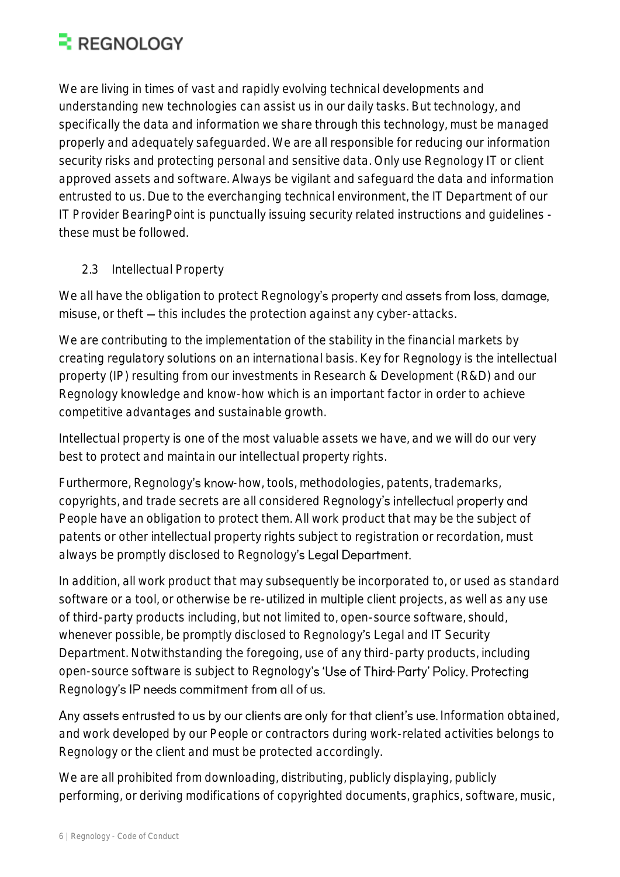We are living in times of vast and rapidly evolving technical developments and understanding new technologies can assist us in our daily tasks. But technology, and specifically the data and information we share through this technology, must be managed properly and adequately safeguarded. We are all responsible for reducing our information security risks and protecting personal and sensitive data. Only use Regnology IT or client approved assets and software. Always be vigilant and safeguard the data and information entrusted to us. Due to the everchanging technical environment, the IT Department of our IT Provider BearingPoint is punctually issuing security related instructions and guidelines - these must be followed.

### 2.3 Intellectual Property

We all have the obligation to protect Regnology's property and assets from loss, damage, misuse, or theft – this includes the protection against any cyber-attacks.

We are contributing to the implementation of the stability in the financial markets by creating regulatory solutions on an international basis. Key for Regnology is the intellectual property (IP) resulting from our investments in Research & Development (R&D) and our Regnology knowledge and know-how which is an important factor in order to achieve competitive advantages and sustainable growth.

Intellectual property is one of the most valuable assets we have, and we will do our very best to protect and maintain our intellectual property rights.

Furthermore, Regnology's know-how, tools, methodologies, patents, trademarks, copyrights, and trade secrets are all considered Regnology's intellectual property and People have an obligation to protect them. All work product that may be the subject of patents or other intellectual property rights subject to registration or recordation, must always be promptly disclosed to Regnology's Legal Department.

In addition, all work product that may subsequently be incorporated to, or used as standard software or a tool, or otherwise be re-utilized in multiple client projects, as well as any use of third-party products including, but not limited to, open-source software, should, whenever possible, be promptly disclosed to Regnology's Legal and IT Security Department. Notwithstanding the foregoing, use of any third-party products, including open-source software is subject to Regnology's 'Use of Third-Party' Policy. Protecting Regnology's IP needs commitment from all of us.

Any assets entrusted to us by our clients are only for that client's use. Information obtained, and work developed by our People or contractors during work-related activities belongs to Regnology or the client and must be protected accordingly.

We are all prohibited from downloading, distributing, publicly displaying, publicly performing, or deriving modifications of copyrighted documents, graphics, software, music,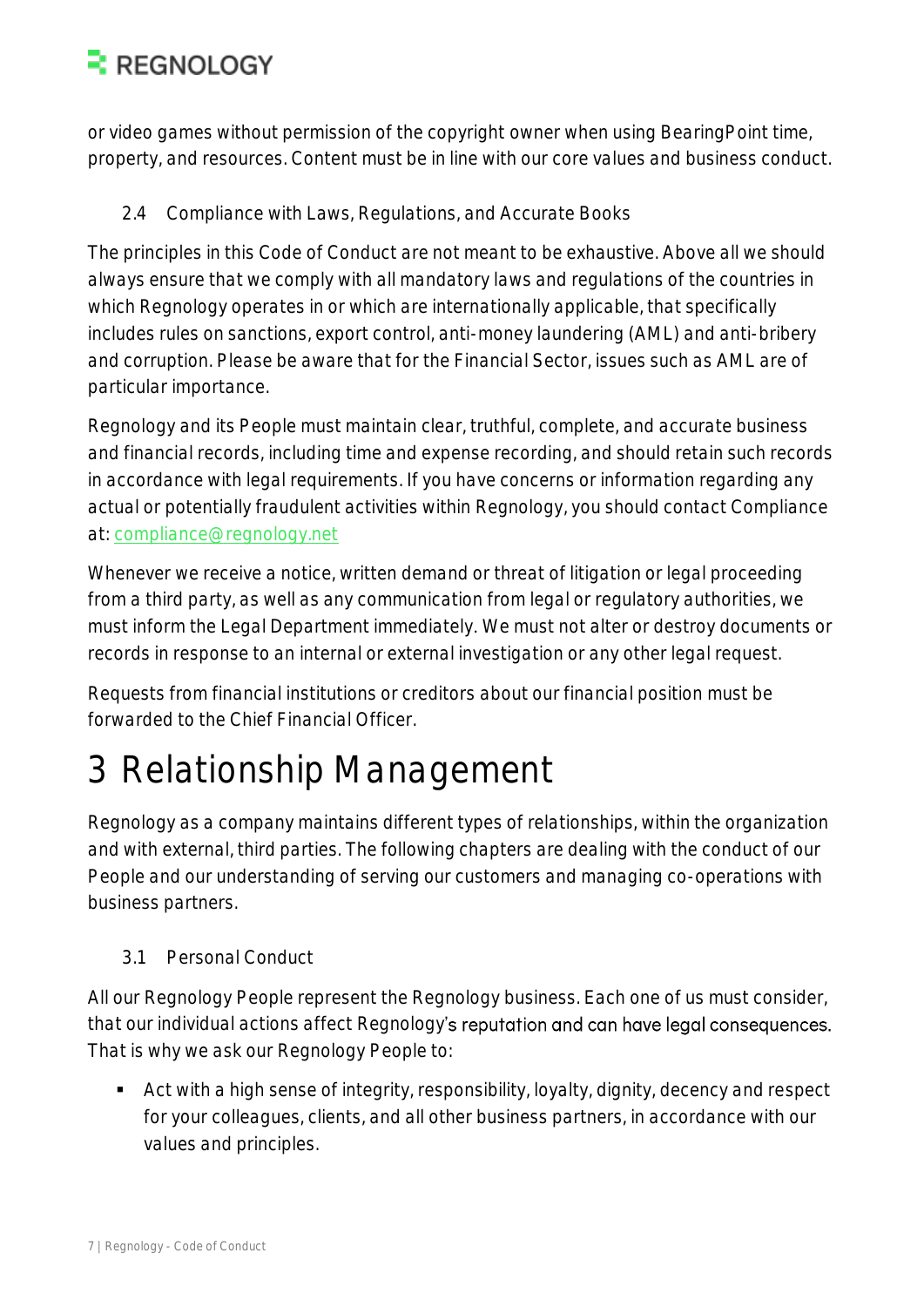or video games without permission of the copyright owner when using BearingPoint time, property, and resources. Content must be in line with our core values and business conduct.

### 2.4 Compliance with Laws, Regulations, and Accurate Books

The principles in this Code of Conduct are not meant to be exhaustive. Above all we should always ensure that we comply with all mandatory laws and regulations of the countries in which Regnology operates in or which are internationally applicable, that specifically includes rules on sanctions, export control, anti-money laundering (AML) and anti-bribery and corruption. Please be aware that for the Financial Sector, issues such as AML are of particular importance.

Regnology and its People must maintain clear, truthful, complete, and accurate business and financial records, including time and expense recording, and should retain such records in accordance with legal requirements. If you have concerns or information regarding any actual or potentially fraudulent activities within Regnology, you should contact Compliance at: compliance@regnology.net

Whenever we receive a notice, written demand or threat of litigation or legal proceeding from a third party, as well as any communication from legal or regulatory authorities, we must inform the Legal Department immediately. We must not alter or destroy documents or records in response to an internal or external investigation or any other legal request.

Requests from financial institutions or creditors about our financial position must be forwarded to the Chief Financial Officer.

# 3 Relationship Management

Regnology as a company maintains different types of relationships, within the organization and with external, third parties. The following chapters are dealing with the conduct of our People and our understanding of serving our customers and managing co-operations with business partners.

### 3.1 Personal Conduct

All our Regnology People represent the Regnology business. Each one of us must consider, that our individual actions affect Regnology's reputation and can have legal consequences. That is why we ask our Regnology People to:

- Act with a high sense of integrity, responsibility, loyalty, dignity, decency and respect for your colleagues, clients, and all other business partners, in accordance with our values and principles.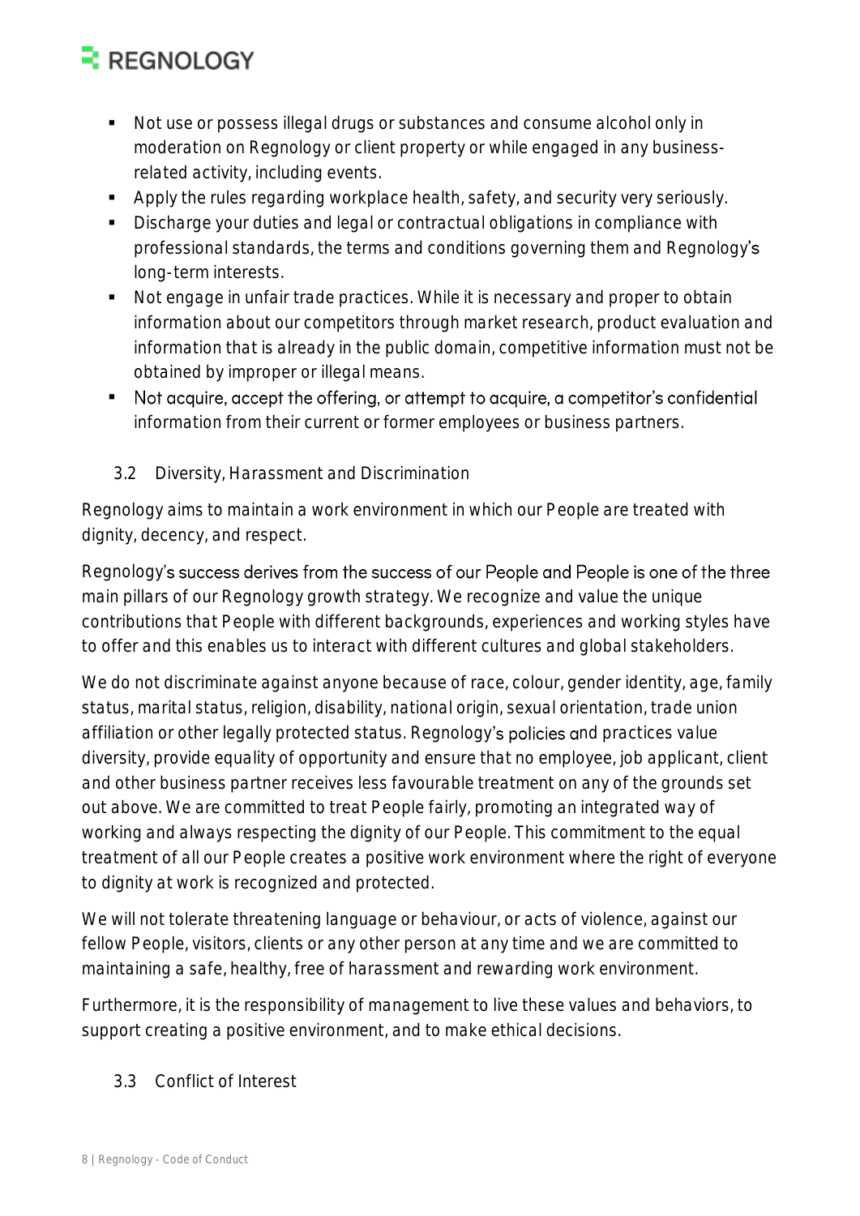- Not use or possess illegal drugs or substances and consume alcohol only in moderation on Regnology or client property or while engaged in any business-related activity, including events.
- Apply the rules regarding workplace health, safety, and security very seriously.
- Discharge your duties and legal or contractual obligations in compliance with professional standards, the terms and conditions governing them and Regnology's long-term interests.
- Not engage in unfair trade practices. While it is necessary and proper to obtain information about our competitors through market research, product evaluation and information that is already in the public domain, competitive information must not be obtained by improper or illegal means.
- Not acquire, accept the offering, or attempt to acquire, a competitor's confidential information from their current or former employees or business partners.

### 3.2 Diversity, Harassment and Discrimination

Regnology aims to maintain a work environment in which our People are treated with dignity, decency, and respect.

Regnology's success derives from the success of our People and People is one of the three main pillars of our Regnology growth strategy. We recognize and value the unique contributions that People with different backgrounds, experiences and working styles have to offer and this enables us to interact with different cultures and global stakeholders.

We do not discriminate against anyone because of race, colour, gender identity, age, family status, marital status, religion, disability, national origin, sexual orientation, trade union affiliation or other legally protected status. Regnology's policies and practices value diversity, provide equality of opportunity and ensure that no employee, job applicant, client and other business partner receives less favourable treatment on any of the grounds set out above. We are committed to treat People fairly, promoting an integrated way of working and always respecting the dignity of our People. This commitment to the equal treatment of all our People creates a positive work environment where the right of everyone to dignity at work is recognized and protected.

We will not tolerate threatening language or behaviour, or acts of violence, against our fellow People, visitors, clients or any other person at any time and we are committed to maintaining a safe, healthy, free of harassment and rewarding work environment.

Furthermore, it is the responsibility of management to live these values and behaviors, to support creating a positive environment, and to make ethical decisions.

### 3.3 Conflict of Interest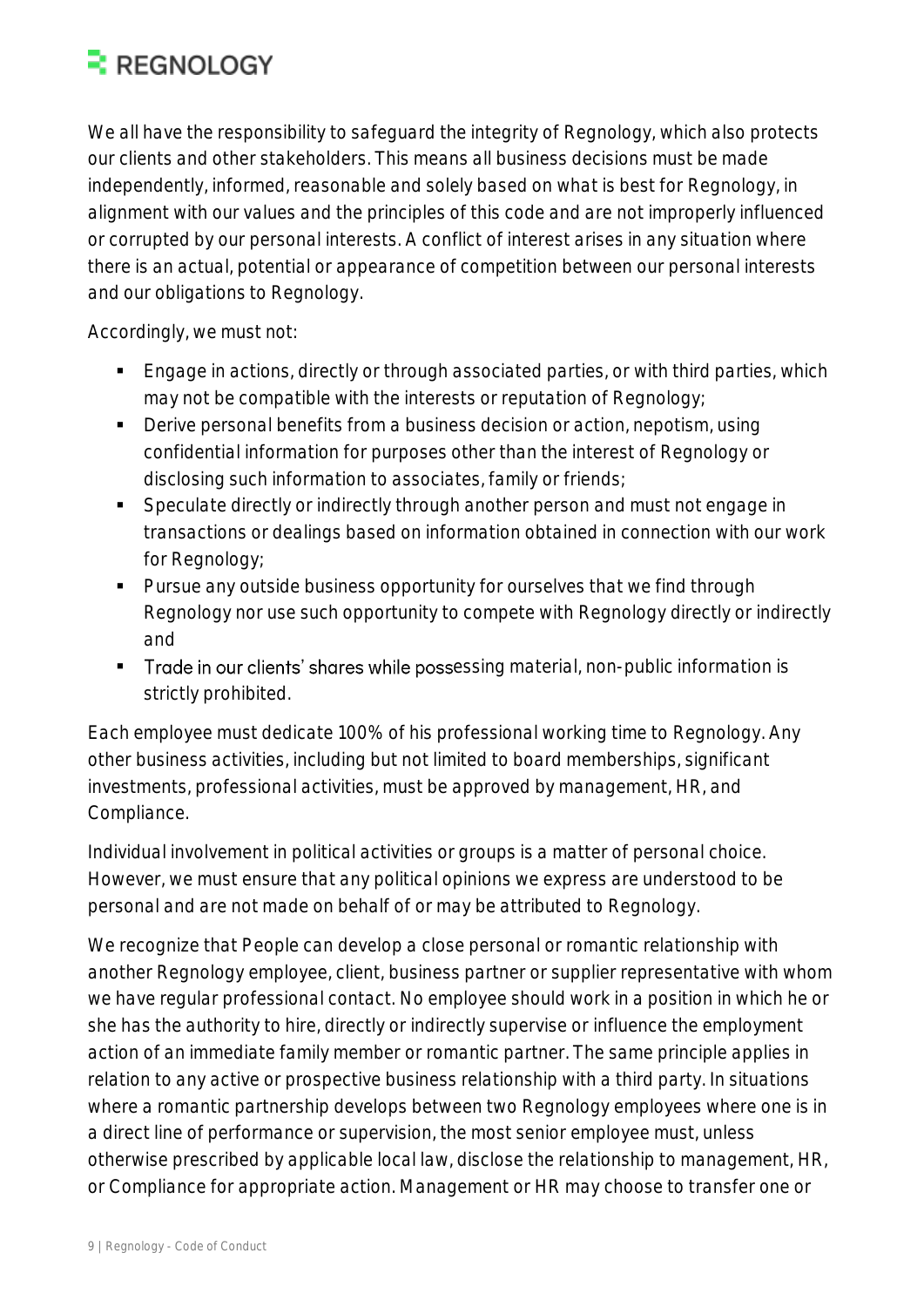We all have the responsibility to safeguard the integrity of Regnology, which also protects our clients and other stakeholders. This means all business decisions must be made independently, informed, reasonable and solely based on what is best for Regnology, in alignment with our values and the principles of this code and are not improperly influenced or corrupted by our personal interests. A conflict of interest arises in any situation where there is an actual, potential or appearance of competition between our personal interests and our obligations to Regnology.

Accordingly, we must not:

- Engage in actions, directly or through associated parties, or with third parties, which may not be compatible with the interests or reputation of Regnology;
- Derive personal benefits from a business decision or action, nepotism, using confidential information for purposes other than the interest of Regnology or disclosing such information to associates, family or friends;
- Speculate directly or indirectly through another person and must not engage in transactions or dealings based on information obtained in connection with our work for Regnology;
- Pursue any outside business opportunity for ourselves that we find through Regnology nor use such opportunity to compete with Regnology directly or indirectly and
- Trade in our clients' shares while possessing material, non-public information is strictly prohibited.

Each employee must dedicate 100% of his professional working time to Regnology. Any other business activities, including but not limited to board memberships, significant investments, professional activities, must be approved by management, HR, and Compliance.

Individual involvement in political activities or groups is a matter of personal choice. However, we must ensure that any political opinions we express are understood to be personal and are not made on behalf of or may be attributed to Regnology.

We recognize that People can develop a close personal or romantic relationship with another Regnology employee, client, business partner or supplier representative with whom we have regular professional contact. No employee should work in a position in which he or she has the authority to hire, directly or indirectly supervise or influence the employment action of an immediate family member or romantic partner. The same principle applies in relation to any active or prospective business relationship with a third party. In situations where a romantic partnership develops between two Regnology employees where one is in a direct line of performance or supervision, the most senior employee must, unless otherwise prescribed by applicable local law, disclose the relationship to management, HR, or Compliance for appropriate action. Management or HR may choose to transfer one or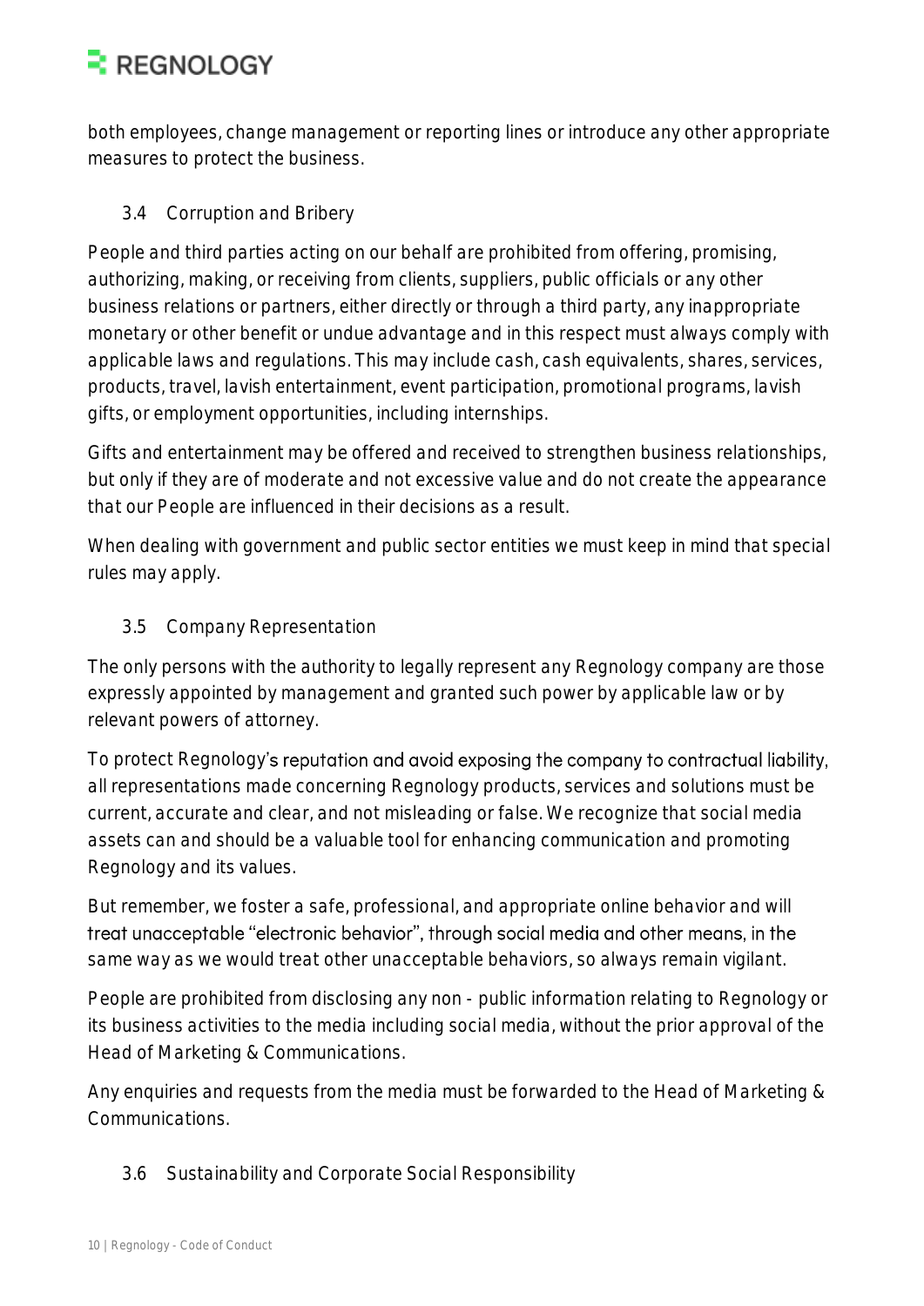both employees, change management or reporting lines or introduce any other appropriate measures to protect the business.

### 3.4 Corruption and Bribery

People and third parties acting on our behalf are prohibited from offering, promising, authorizing, making, or receiving from clients, suppliers, public officials or any other business relations or partners, either directly or through a third party, any inappropriate monetary or other benefit or undue advantage and in this respect must always comply with applicable laws and regulations. This may include cash, cash equivalents, shares, services, products, travel, lavish entertainment, event participation, promotional programs, lavish gifts, or employment opportunities, including internships.

Gifts and entertainment may be offered and received to strengthen business relationships, but only if they are of moderate and not excessive value and do not create the appearance that our People are influenced in their decisions as a result.

When dealing with government and public sector entities we must keep in mind that special rules may apply.

### 3.5 Company Representation

The only persons with the authority to legally represent any Regnology company are those expressly appointed by management and granted such power by applicable law or by relevant powers of attorney.

To protect Regnology's reputation and avoid exposing the company to contractual liability, all representations made concerning Regnology products, services and solutions must be current, accurate and clear, and not misleading or false. We recognize that social media assets can and should be a valuable tool for enhancing communication and promoting Regnology and its values.

But remember, we foster a safe, professional, and appropriate online behavior and will treat unacceptable "electronic behavior", through social media and other means, in the same way as we would treat other unacceptable behaviors, so always remain vigilant.

People are prohibited from disclosing any non - public information relating to Regnology or its business activities to the media including social media, without the prior approval of the Head of Marketing & Communications.

Any enquiries and requests from the media must be forwarded to the Head of Marketing & Communications.

### 3.6 Sustainability and Corporate Social Responsibility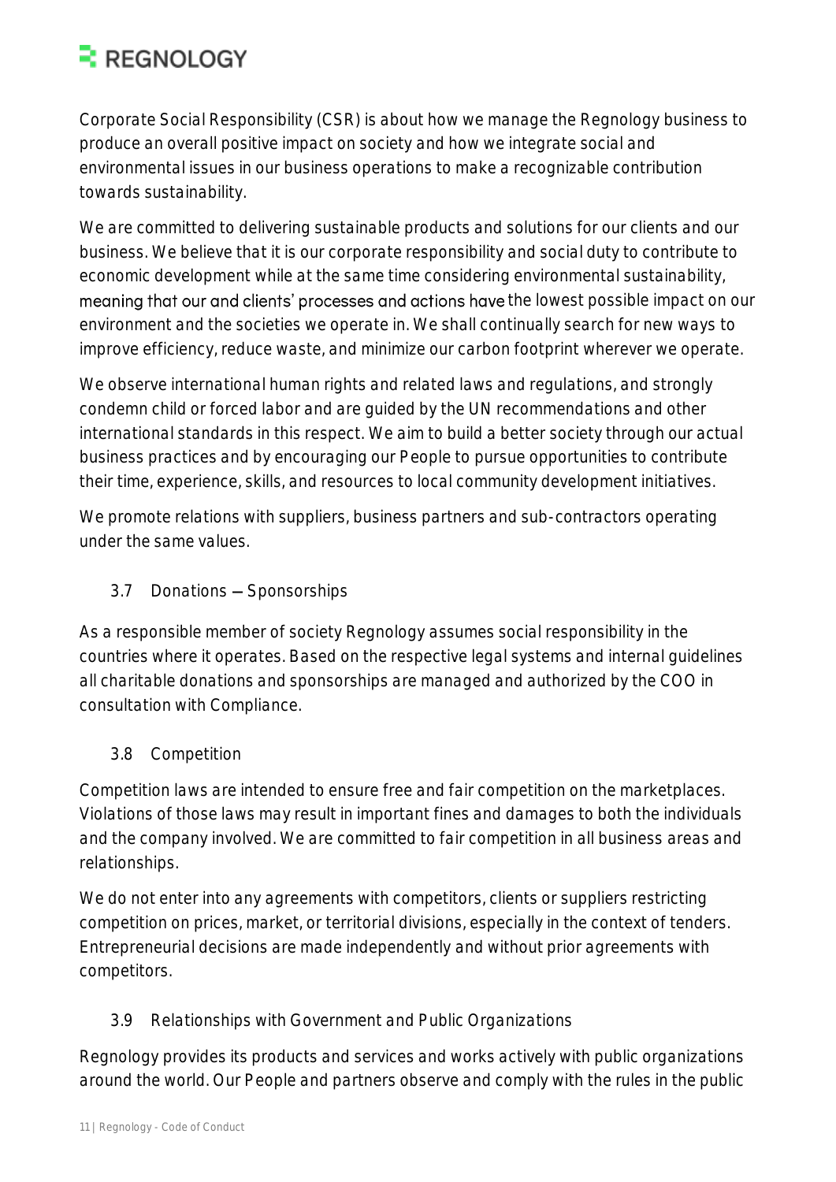Corporate Social Responsibility (CSR) is about how we manage the Regnology business to produce an overall positive impact on society and how we integrate social and environmental issues in our business operations to make a recognizable contribution towards sustainability.

We are committed to delivering sustainable products and solutions for our clients and our business. We believe that it is our corporate responsibility and social duty to contribute to economic development while at the same time considering environmental sustainability, meaning that our and clients' processes and actions have the lowest possible impact on our environment and the societies we operate in. We shall continually search for new ways to improve efficiency, reduce waste, and minimize our carbon footprint wherever we operate.

We observe international human rights and related laws and regulations, and strongly condemn child or forced labor and are guided by the UN recommendations and other international standards in this respect. We aim to build a better society through our actual business practices and by encouraging our People to pursue opportunities to contribute their time, experience, skills, and resources to local community development initiatives.

We promote relations with suppliers, business partners and sub-contractors operating under the same values.

### 3.7 Donations – Sponsorships

As a responsible member of society Regnology assumes social responsibility in the countries where it operates. Based on the respective legal systems and internal guidelines all charitable donations and sponsorships are managed and authorized by the COO in consultation with Compliance.

### 3.8 Competition

Competition laws are intended to ensure free and fair competition on the marketplaces. Violations of those laws may result in important fines and damages to both the individuals and the company involved. We are committed to fair competition in all business areas and relationships.

We do not enter into any agreements with competitors, clients or suppliers restricting competition on prices, market, or territorial divisions, especially in the context of tenders. Entrepreneurial decisions are made independently and without prior agreements with competitors.

### 3.9 Relationships with Government and Public Organizations

Regnology provides its products and services and works actively with public organizations around the world. Our People and partners observe and comply with the rules in the public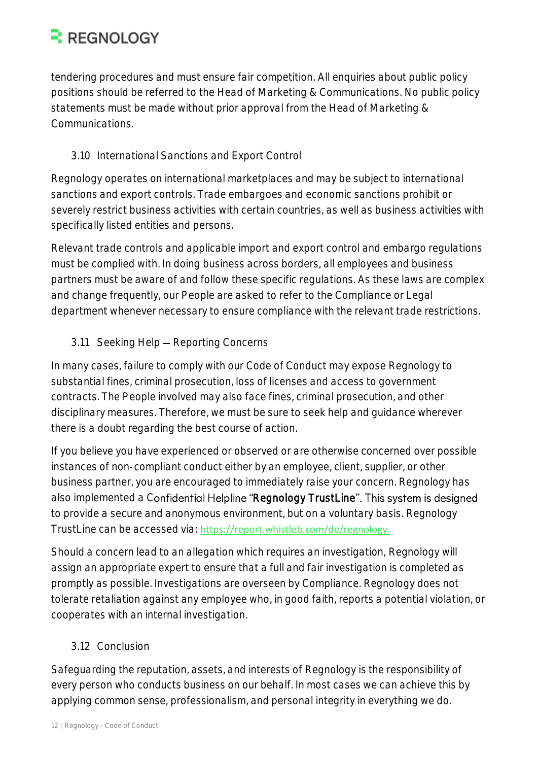tendering procedures and must ensure fair competition. All enquiries about public policy positions should be referred to the Head of Marketing & Communications. No public policy statements must be made without prior approval from the Head of Marketing & Communications.

### 3.10 International Sanctions and Export Control

Regnology operates on international marketplaces and may be subject to international sanctions and export controls. Trade embargoes and economic sanctions prohibit or severely restrict business activities with certain countries, as well as business activities with specifically listed entities and persons.

Relevant trade controls and applicable import and export control and embargo regulations must be complied with. In doing business across borders, all employees and business partners must be aware of and follow these specific regulations. As these laws are complex and change frequently, our People are asked to refer to the Compliance or Legal department whenever necessary to ensure compliance with the relevant trade restrictions.

### 3.11 Seeking Help – Reporting Concerns

In many cases, failure to comply with our Code of Conduct may expose Regnology to substantial fines, criminal prosecution, loss of licenses and access to government contracts. The People involved may also face fines, criminal prosecution, and other disciplinary measures. Therefore, we must be sure to seek help and guidance wherever there is a doubt regarding the best course of action.

If you believe you have experienced or observed or are otherwise concerned over possible instances of non-compliant conduct either by an employee, client, supplier, or other business partner, you are encouraged to immediately raise your concern. Regnology has also implemented a Confidential Helpline "Regnology TrustLine". This system is designed to provide a secure and anonymous environment, but on a voluntary basis. Regnology TrustLine can be accessed via: https://report.whistleb.com/de/regnology.

Should a concern lead to an allegation which requires an investigation, Regnology will assign an appropriate expert to ensure that a full and fair investigation is completed as promptly as possible. Investigations are overseen by Compliance. Regnology does not tolerate retaliation against any employee who, in good faith, reports a potential violation, or cooperates with an internal investigation.

### 3.12 Conclusion

Safeguarding the reputation, assets, and interests of Regnology is the responsibility of every person who conducts business on our behalf. In most cases we can achieve this by applying common sense, professionalism, and personal integrity in everything we do.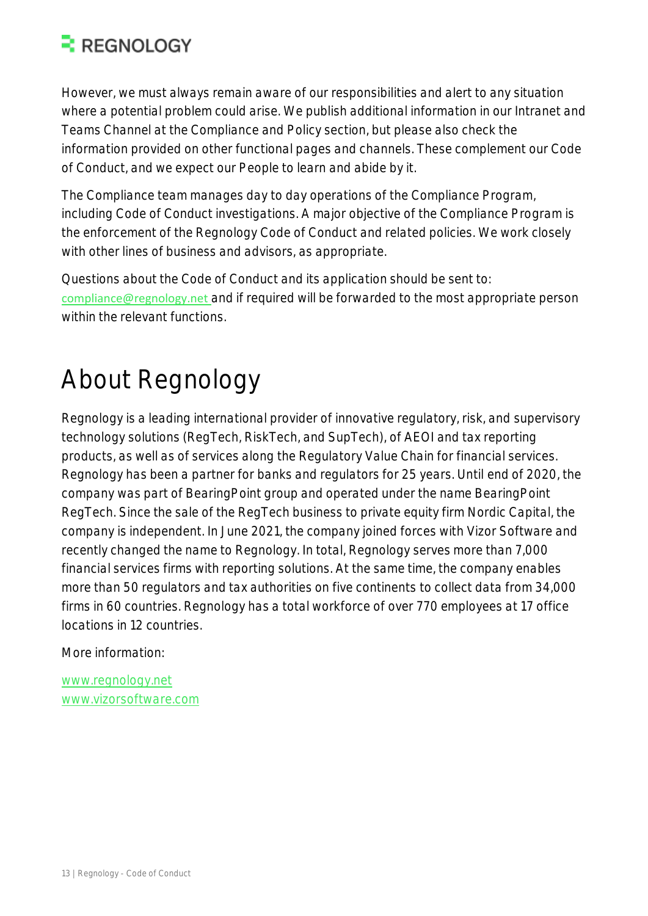However, we must always remain aware of our responsibilities and alert to any situation where a potential problem could arise. We publish additional information in our Intranet and Teams Channel at the Compliance and Policy section, but please also check the information provided on other functional pages and channels. These complement our Code of Conduct, and we expect our People to learn and abide by it.

The Compliance team manages day to day operations of the Compliance Program, including Code of Conduct investigations. A major objective of the Compliance Program is the enforcement of the Regnology Code of Conduct and related policies. We work closely with other lines of business and advisors, as appropriate.

Questions about the Code of Conduct and its application should be sent to: compliance@regnology.net and if required will be forwarded to the most appropriate person within the relevant functions.

# About Regnology

Regnology is a leading international provider of innovative regulatory, risk, and supervisory technology solutions (RegTech, RiskTech, and SupTech), of AEOI and tax reporting products, as well as of services along the Regulatory Value Chain for financial services. Regnology has been a partner for banks and regulators for 25 years. Until end of 2020, the company was part of BearingPoint group and operated under the name BearingPoint RegTech. Since the sale of the RegTech business to private equity firm Nordic Capital, the company is independent. In June 2021, the company joined forces with Vizor Software and recently changed the name to Regnology. In total, Regnology serves more than 7,000 financial services firms with reporting solutions. At the same time, the company enables more than 50 regulators and tax authorities on five continents to collect data from 34,000 firms in 60 countries. Regnology has a total workforce of over 770 employees at 17 office locations in 12 countries.

More information:

www.regnology.net
www.vizorsoftware.com